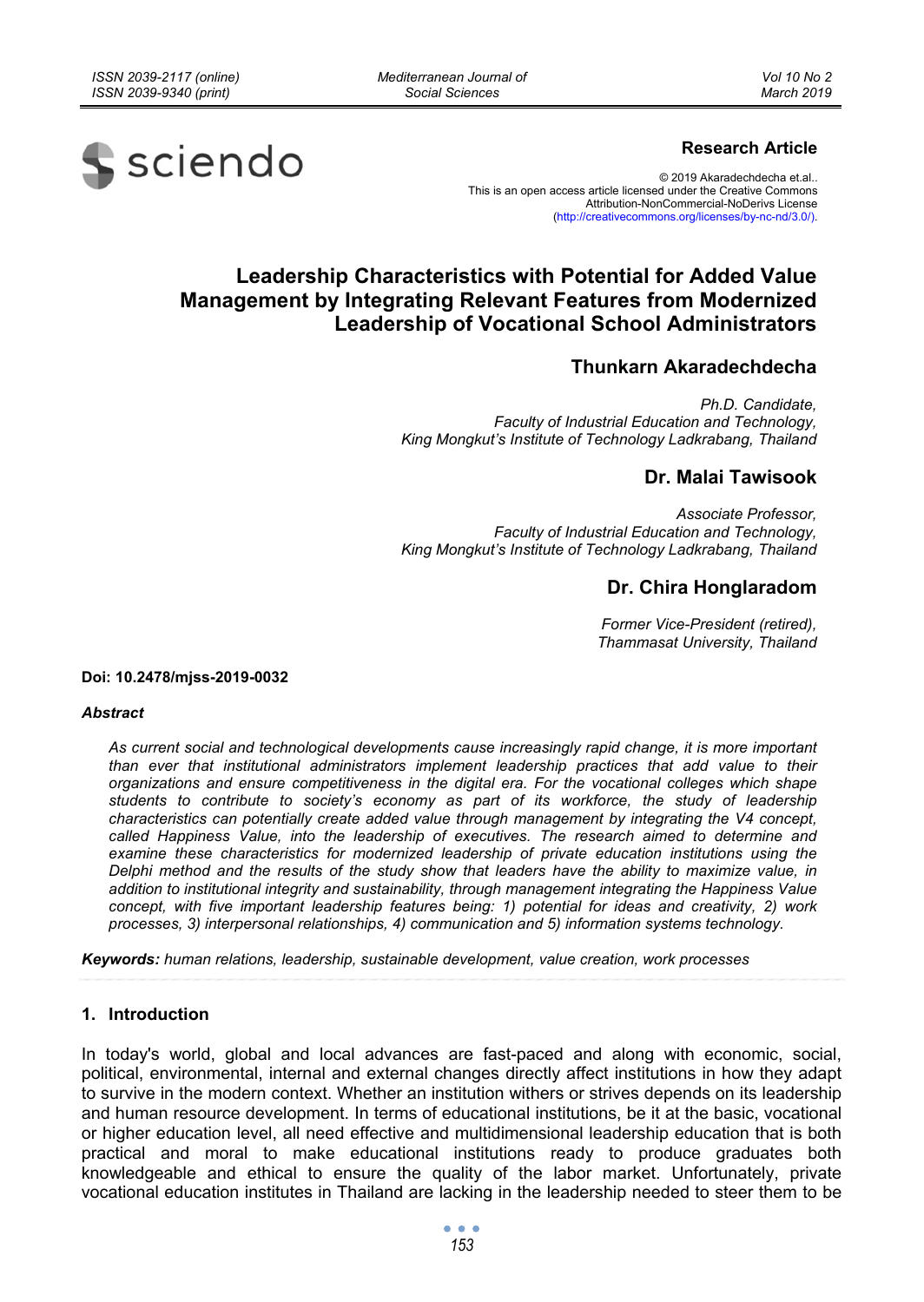**Research Article**

© 2019 Akaradechdecha et.al..
This is an open access article licensed under the Creative Commons Attribution-NonCommercial-NoDerivs License (http://creativecommons.org/licenses/by-nc-nd/3.0/).

# Leadership Characteristics with Potential for Added Value Management by Integrating Relevant Features from Modernized Leadership of Vocational School Administrators

**Thunkarn Akaradechdecha**

*Ph.D. Candidate,*
*Faculty of Industrial Education and Technology,*
*King Mongkut's Institute of Technology Ladkrabang, Thailand*

**Dr. Malai Tawisook**

*Associate Professor,*
*Faculty of Industrial Education and Technology,*
*King Mongkut's Institute of Technology Ladkrabang, Thailand*

**Dr. Chira Honglaradom**

*Former Vice-President (retired),*
*Thammasat University, Thailand*

**Doi: 10.2478/mjss-2019-0032**

***Abstract***

*As current social and technological developments cause increasingly rapid change, it is more important than ever that institutional administrators implement leadership practices that add value to their organizations and ensure competitiveness in the digital era. For the vocational colleges which shape students to contribute to society's economy as part of its workforce, the study of leadership characteristics can potentially create added value through management by integrating the V4 concept, called Happiness Value, into the leadership of executives. The research aimed to determine and examine these characteristics for modernized leadership of private education institutions using the Delphi method and the results of the study show that leaders have the ability to maximize value, in addition to institutional integrity and sustainability, through management integrating the Happiness Value concept, with five important leadership features being: 1) potential for ideas and creativity, 2) work processes, 3) interpersonal relationships, 4) communication and 5) information systems technology.*

***Keywords:*** *human relations, leadership, sustainable development, value creation, work processes*

## 1. Introduction

In today's world, global and local advances are fast-paced and along with economic, social, political, environmental, internal and external changes directly affect institutions in how they adapt to survive in the modern context. Whether an institution withers or strives depends on its leadership and human resource development. In terms of educational institutions, be it at the basic, vocational or higher education level, all need effective and multidimensional leadership education that is both practical and moral to make educational institutions ready to produce graduates both knowledgeable and ethical to ensure the quality of the labor market. Unfortunately, private vocational education institutes in Thailand are lacking in the leadership needed to steer them to be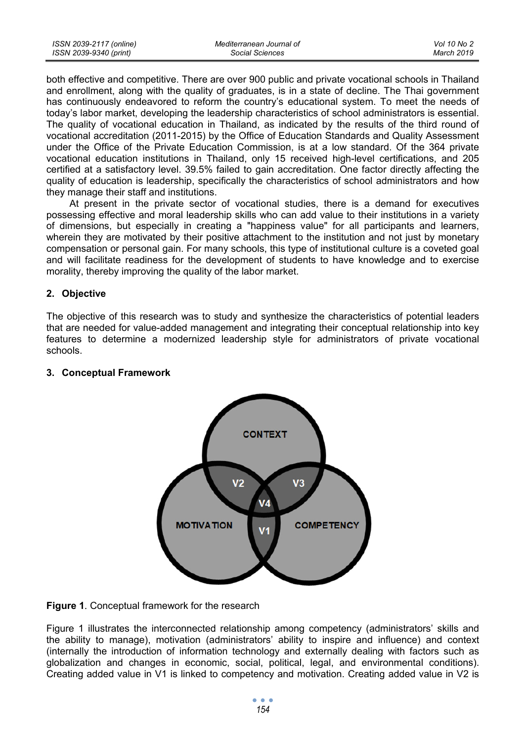both effective and competitive. There are over 900 public and private vocational schools in Thailand and enrollment, along with the quality of graduates, is in a state of decline. The Thai government has continuously endeavored to reform the country's educational system. To meet the needs of today's labor market, developing the leadership characteristics of school administrators is essential. The quality of vocational education in Thailand, as indicated by the results of the third round of vocational accreditation (2011-2015) by the Office of Education Standards and Quality Assessment under the Office of the Private Education Commission, is at a low standard. Of the 364 private vocational education institutions in Thailand, only 15 received high-level certifications, and 205 certified at a satisfactory level. 39.5% failed to gain accreditation. One factor directly affecting the quality of education is leadership, specifically the characteristics of school administrators and how they manage their staff and institutions.

At present in the private sector of vocational studies, there is a demand for executives possessing effective and moral leadership skills who can add value to their institutions in a variety of dimensions, but especially in creating a "happiness value" for all participants and learners, wherein they are motivated by their positive attachment to the institution and not just by monetary compensation or personal gain. For many schools, this type of institutional culture is a coveted goal and will facilitate readiness for the development of students to have knowledge and to exercise morality, thereby improving the quality of the labor market.

## 2. Objective

The objective of this research was to study and synthesize the characteristics of potential leaders that are needed for value-added management and integrating their conceptual relationship into key features to determine a modernized leadership style for administrators of private vocational schools.

## 3. Conceptual Framework

**Figure 1**. Conceptual framework for the research

Figure 1 illustrates the interconnected relationship among competency (administrators' skills and the ability to manage), motivation (administrators' ability to inspire and influence) and context (internally the introduction of information technology and externally dealing with factors such as globalization and changes in economic, social, political, legal, and environmental conditions). Creating added value in V1 is linked to competency and motivation. Creating added value in V2 is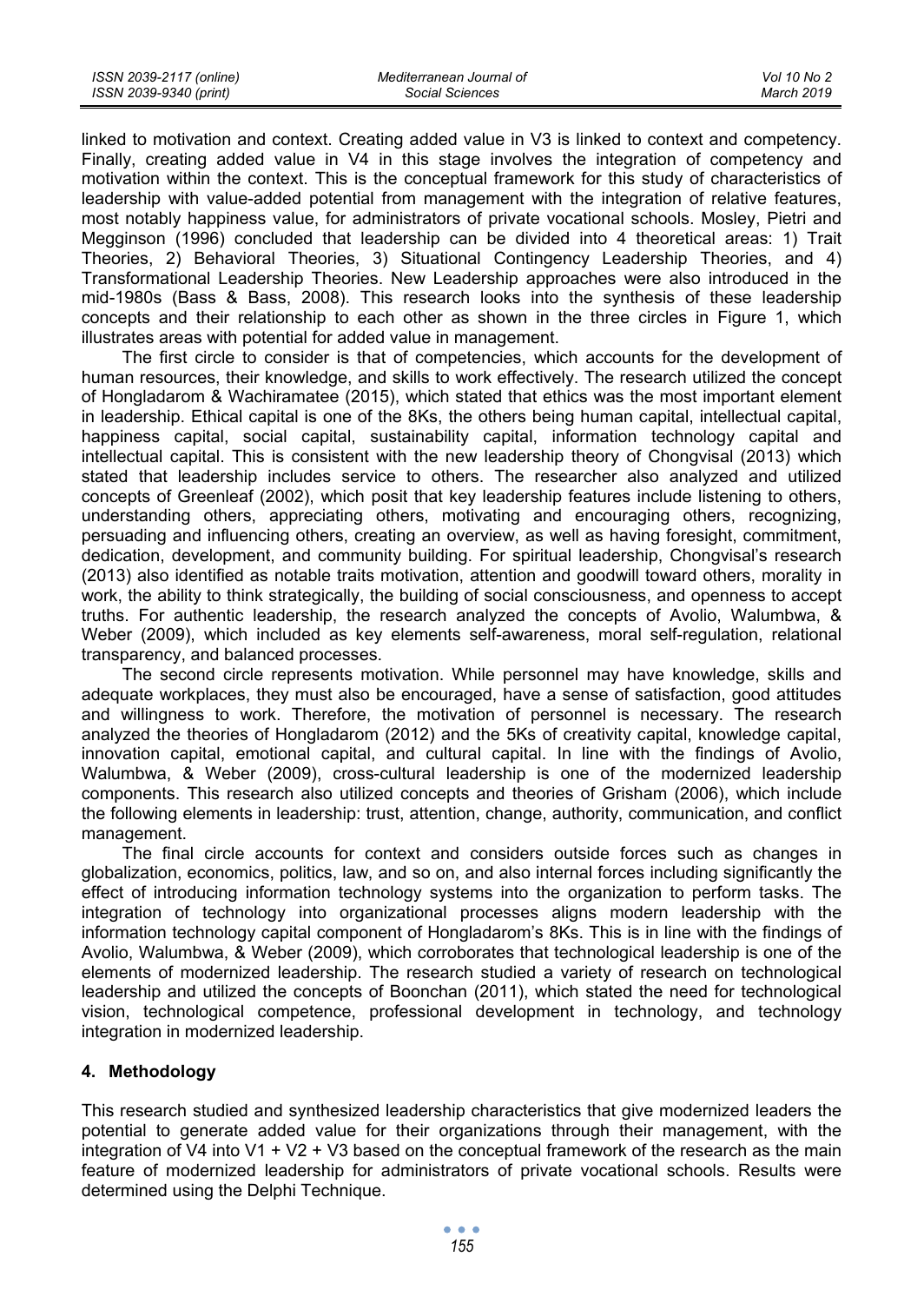linked to motivation and context. Creating added value in V3 is linked to context and competency. Finally, creating added value in V4 in this stage involves the integration of competency and motivation within the context. This is the conceptual framework for this study of characteristics of leadership with value-added potential from management with the integration of relative features, most notably happiness value, for administrators of private vocational schools. Mosley, Pietri and Megginson (1996) concluded that leadership can be divided into 4 theoretical areas: 1) Trait Theories, 2) Behavioral Theories, 3) Situational Contingency Leadership Theories, and 4) Transformational Leadership Theories. New Leadership approaches were also introduced in the mid-1980s (Bass & Bass, 2008). This research looks into the synthesis of these leadership concepts and their relationship to each other as shown in the three circles in Figure 1, which illustrates areas with potential for added value in management.

The first circle to consider is that of competencies, which accounts for the development of human resources, their knowledge, and skills to work effectively. The research utilized the concept of Hongladarom & Wachiramatee (2015), which stated that ethics was the most important element in leadership. Ethical capital is one of the 8Ks, the others being human capital, intellectual capital, happiness capital, social capital, sustainability capital, information technology capital and intellectual capital. This is consistent with the new leadership theory of Chongvisal (2013) which stated that leadership includes service to others. The researcher also analyzed and utilized concepts of Greenleaf (2002), which posit that key leadership features include listening to others, understanding others, appreciating others, motivating and encouraging others, recognizing, persuading and influencing others, creating an overview, as well as having foresight, commitment, dedication, development, and community building. For spiritual leadership, Chongvisal's research (2013) also identified as notable traits motivation, attention and goodwill toward others, morality in work, the ability to think strategically, the building of social consciousness, and openness to accept truths. For authentic leadership, the research analyzed the concepts of Avolio, Walumbwa, & Weber (2009), which included as key elements self-awareness, moral self-regulation, relational transparency, and balanced processes.

The second circle represents motivation. While personnel may have knowledge, skills and adequate workplaces, they must also be encouraged, have a sense of satisfaction, good attitudes and willingness to work. Therefore, the motivation of personnel is necessary. The research analyzed the theories of Hongladarom (2012) and the 5Ks of creativity capital, knowledge capital, innovation capital, emotional capital, and cultural capital. In line with the findings of Avolio, Walumbwa, & Weber (2009), cross-cultural leadership is one of the modernized leadership components. This research also utilized concepts and theories of Grisham (2006), which include the following elements in leadership: trust, attention, change, authority, communication, and conflict management.

The final circle accounts for context and considers outside forces such as changes in globalization, economics, politics, law, and so on, and also internal forces including significantly the effect of introducing information technology systems into the organization to perform tasks. The integration of technology into organizational processes aligns modern leadership with the information technology capital component of Hongladarom's 8Ks. This is in line with the findings of Avolio, Walumbwa, & Weber (2009), which corroborates that technological leadership is one of the elements of modernized leadership. The research studied a variety of research on technological leadership and utilized the concepts of Boonchan (2011), which stated the need for technological vision, technological competence, professional development in technology, and technology integration in modernized leadership.

## 4. Methodology

This research studied and synthesized leadership characteristics that give modernized leaders the potential to generate added value for their organizations through their management, with the integration of V4 into V1 + V2 + V3 based on the conceptual framework of the research as the main feature of modernized leadership for administrators of private vocational schools. Results were determined using the Delphi Technique.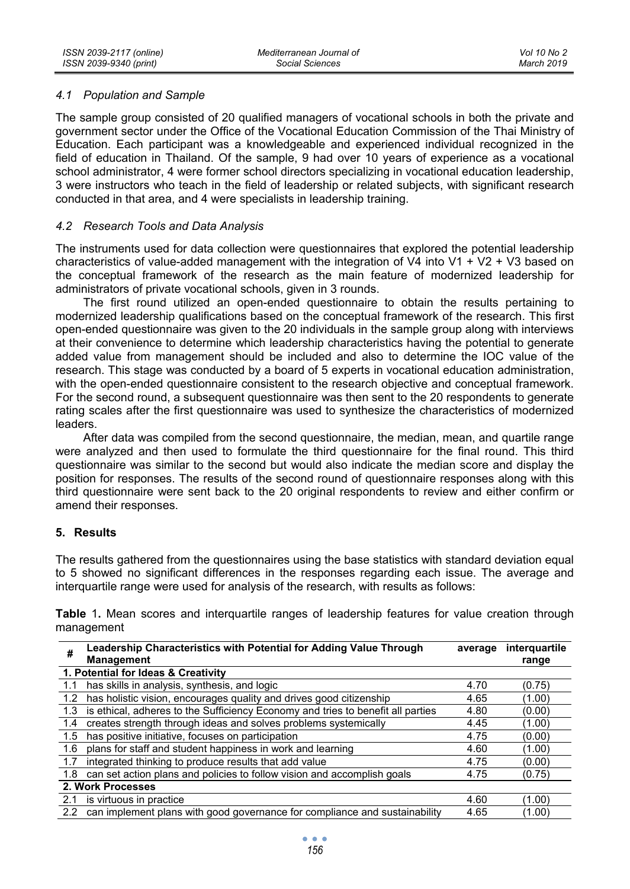### *4.1 Population and Sample*

The sample group consisted of 20 qualified managers of vocational schools in both the private and government sector under the Office of the Vocational Education Commission of the Thai Ministry of Education. Each participant was a knowledgeable and experienced individual recognized in the field of education in Thailand. Of the sample, 9 had over 10 years of experience as a vocational school administrator, 4 were former school directors specializing in vocational education leadership, 3 were instructors who teach in the field of leadership or related subjects, with significant research conducted in that area, and 4 were specialists in leadership training.

### *4.2 Research Tools and Data Analysis*

The instruments used for data collection were questionnaires that explored the potential leadership characteristics of value-added management with the integration of V4 into V1 + V2 + V3 based on the conceptual framework of the research as the main feature of modernized leadership for administrators of private vocational schools, given in 3 rounds.

The first round utilized an open-ended questionnaire to obtain the results pertaining to modernized leadership qualifications based on the conceptual framework of the research. This first open-ended questionnaire was given to the 20 individuals in the sample group along with interviews at their convenience to determine which leadership characteristics having the potential to generate added value from management should be included and also to determine the IOC value of the research. This stage was conducted by a board of 5 experts in vocational education administration, with the open-ended questionnaire consistent to the research objective and conceptual framework. For the second round, a subsequent questionnaire was then sent to the 20 respondents to generate rating scales after the first questionnaire was used to synthesize the characteristics of modernized leaders.

After data was compiled from the second questionnaire, the median, mean, and quartile range were analyzed and then used to formulate the third questionnaire for the final round. This third questionnaire was similar to the second but would also indicate the median score and display the position for responses. The results of the second round of questionnaire responses along with this third questionnaire were sent back to the 20 original respondents to review and either confirm or amend their responses.

## 5. Results

The results gathered from the questionnaires using the base statistics with standard deviation equal to 5 showed no significant differences in the responses regarding each issue. The average and interquartile range were used for analysis of the research, with results as follows:

**Table 1.** Mean scores and interquartile ranges of leadership features for value creation through management

| # | Leadership Characteristics with Potential for Adding Value Through Management | average | interquartile range |
|---|---|---|---|
| **1. Potential for Ideas & Creativity** | | | |
| 1.1 | has skills in analysis, synthesis, and logic | 4.70 | (0.75) |
| 1.2 | has holistic vision, encourages quality and drives good citizenship | 4.65 | (1.00) |
| 1.3 | is ethical, adheres to the Sufficiency Economy and tries to benefit all parties | 4.80 | (0.00) |
| 1.4 | creates strength through ideas and solves problems systemically | 4.45 | (1.00) |
| 1.5 | has positive initiative, focuses on participation | 4.75 | (0.00) |
| 1.6 | plans for staff and student happiness in work and learning | 4.60 | (1.00) |
| 1.7 | integrated thinking to produce results that add value | 4.75 | (0.00) |
| 1.8 | can set action plans and policies to follow vision and accomplish goals | 4.75 | (0.75) |
| **2. Work Processes** | | | |
| 2.1 | is virtuous in practice | 4.60 | (1.00) |
| 2.2 | can implement plans with good governance for compliance and sustainability | 4.65 | (1.00) |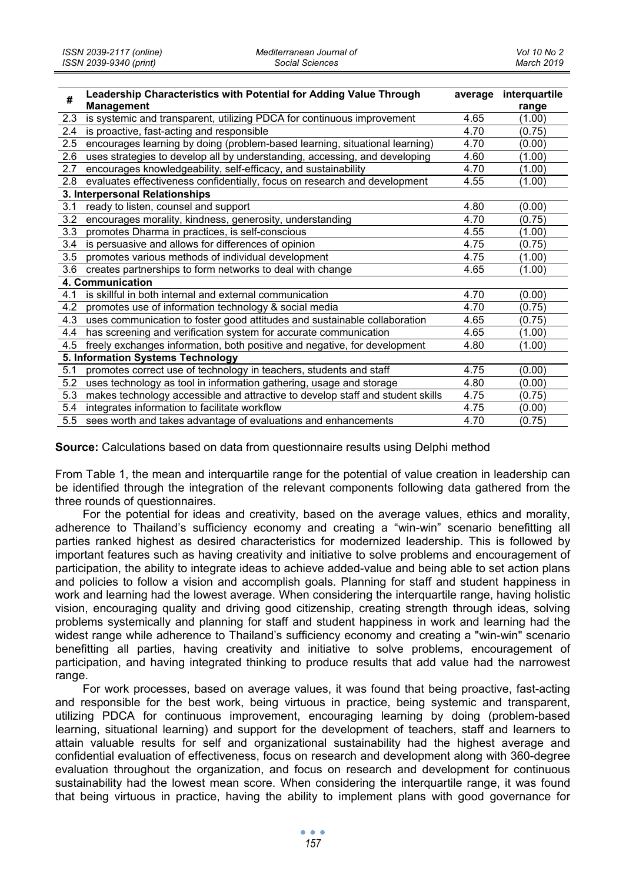| # | Leadership Characteristics with Potential for Adding Value Through Management | average | interquartile range |
|---|---|---|---|
| 2.3 | is systemic and transparent, utilizing PDCA for continuous improvement | 4.65 | (1.00) |
| 2.4 | is proactive, fast-acting and responsible | 4.70 | (0.75) |
| 2.5 | encourages learning by doing (problem-based learning, situational learning) | 4.70 | (0.00) |
| 2.6 | uses strategies to develop all by understanding, accessing, and developing | 4.60 | (1.00) |
| 2.7 | encourages knowledgeability, self-efficacy, and sustainability | 4.70 | (1.00) |
| 2.8 | evaluates effectiveness confidentially, focus on research and development | 4.55 | (1.00) |
| **3. Interpersonal Relationships** | | | |
| 3.1 | ready to listen, counsel and support | 4.80 | (0.00) |
| 3.2 | encourages morality, kindness, generosity, understanding | 4.70 | (0.75) |
| 3.3 | promotes Dharma in practices, is self-conscious | 4.55 | (1.00) |
| 3.4 | is persuasive and allows for differences of opinion | 4.75 | (0.75) |
| 3.5 | promotes various methods of individual development | 4.75 | (1.00) |
| 3.6 | creates partnerships to form networks to deal with change | 4.65 | (1.00) |
| **4. Communication** | | | |
| 4.1 | is skillful in both internal and external communication | 4.70 | (0.00) |
| 4.2 | promotes use of information technology & social media | 4.70 | (0.75) |
| 4.3 | uses communication to foster good attitudes and sustainable collaboration | 4.65 | (0.75) |
| 4.4 | has screening and verification system for accurate communication | 4.65 | (1.00) |
| 4.5 | freely exchanges information, both positive and negative, for development | 4.80 | (1.00) |
| **5. Information Systems Technology** | | | |
| 5.1 | promotes correct use of technology in teachers, students and staff | 4.75 | (0.00) |
| 5.2 | uses technology as tool in information gathering, usage and storage | 4.80 | (0.00) |
| 5.3 | makes technology accessible and attractive to develop staff and student skills | 4.75 | (0.75) |
| 5.4 | integrates information to facilitate workflow | 4.75 | (0.00) |
| 5.5 | sees worth and takes advantage of evaluations and enhancements | 4.70 | (0.75) |

**Source:** Calculations based on data from questionnaire results using Delphi method

From Table 1, the mean and interquartile range for the potential of value creation in leadership can be identified through the integration of the relevant components following data gathered from the three rounds of questionnaires.

For the potential for ideas and creativity, based on the average values, ethics and morality, adherence to Thailand's sufficiency economy and creating a "win-win" scenario benefitting all parties ranked highest as desired characteristics for modernized leadership. This is followed by important features such as having creativity and initiative to solve problems and encouragement of participation, the ability to integrate ideas to achieve added-value and being able to set action plans and policies to follow a vision and accomplish goals. Planning for staff and student happiness in work and learning had the lowest average. When considering the interquartile range, having holistic vision, encouraging quality and driving good citizenship, creating strength through ideas, solving problems systemically and planning for staff and student happiness in work and learning had the widest range while adherence to Thailand's sufficiency economy and creating a "win-win" scenario benefitting all parties, having creativity and initiative to solve problems, encouragement of participation, and having integrated thinking to produce results that add value had the narrowest range.

For work processes, based on average values, it was found that being proactive, fast-acting and responsible for the best work, being virtuous in practice, being systemic and transparent, utilizing PDCA for continuous improvement, encouraging learning by doing (problem-based learning, situational learning) and support for the development of teachers, staff and learners to attain valuable results for self and organizational sustainability had the highest average and confidential evaluation of effectiveness, focus on research and development along with 360-degree evaluation throughout the organization, and focus on research and development for continuous sustainability had the lowest mean score. When considering the interquartile range, it was found that being virtuous in practice, having the ability to implement plans with good governance for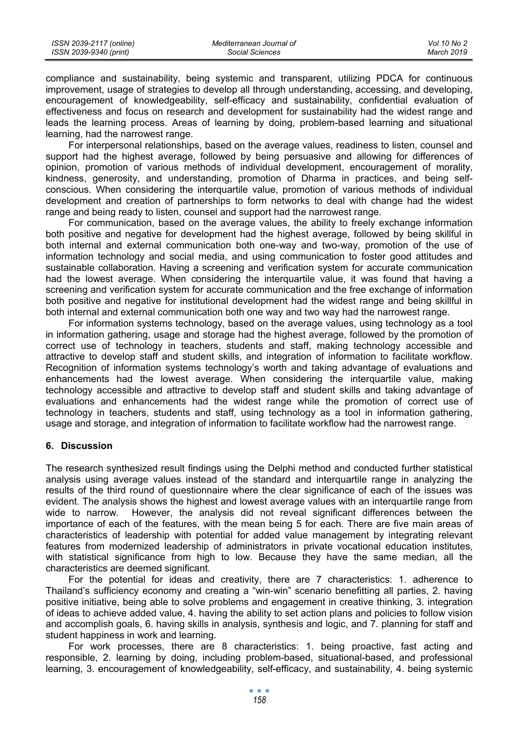compliance and sustainability, being systemic and transparent, utilizing PDCA for continuous improvement, usage of strategies to develop all through understanding, accessing, and developing, encouragement of knowledgeability, self-efficacy and sustainability, confidential evaluation of effectiveness and focus on research and development for sustainability had the widest range and leads the learning process. Areas of learning by doing, problem-based learning and situational learning, had the narrowest range.

For interpersonal relationships, based on the average values, readiness to listen, counsel and support had the highest average, followed by being persuasive and allowing for differences of opinion, promotion of various methods of individual development, encouragement of morality, kindness, generosity, and understanding, promotion of Dharma in practices, and being self-conscious. When considering the interquartile value, promotion of various methods of individual development and creation of partnerships to form networks to deal with change had the widest range and being ready to listen, counsel and support had the narrowest range.

For communication, based on the average values, the ability to freely exchange information both positive and negative for development had the highest average, followed by being skillful in both internal and external communication both one-way and two-way, promotion of the use of information technology and social media, and using communication to foster good attitudes and sustainable collaboration. Having a screening and verification system for accurate communication had the lowest average. When considering the interquartile value, it was found that having a screening and verification system for accurate communication and the free exchange of information both positive and negative for institutional development had the widest range and being skillful in both internal and external communication both one way and two way had the narrowest range.

For information systems technology, based on the average values, using technology as a tool in information gathering, usage and storage had the highest average, followed by the promotion of correct use of technology in teachers, students and staff, making technology accessible and attractive to develop staff and student skills, and integration of information to facilitate workflow. Recognition of information systems technology's worth and taking advantage of evaluations and enhancements had the lowest average. When considering the interquartile value, making technology accessible and attractive to develop staff and student skills and taking advantage of evaluations and enhancements had the widest range while the promotion of correct use of technology in teachers, students and staff, using technology as a tool in information gathering, usage and storage, and integration of information to facilitate workflow had the narrowest range.

## 6. Discussion

The research synthesized result findings using the Delphi method and conducted further statistical analysis using average values instead of the standard and interquartile range in analyzing the results of the third round of questionnaire where the clear significance of each of the issues was evident. The analysis shows the highest and lowest average values with an interquartile range from wide to narrow. However, the analysis did not reveal significant differences between the importance of each of the features, with the mean being 5 for each. There are five main areas of characteristics of leadership with potential for added value management by integrating relevant features from modernized leadership of administrators in private vocational education institutes, with statistical significance from high to low. Because they have the same median, all the characteristics are deemed significant.

For the potential for ideas and creativity, there are 7 characteristics: 1. adherence to Thailand's sufficiency economy and creating a "win-win" scenario benefitting all parties, 2. having positive initiative, being able to solve problems and engagement in creative thinking, 3. integration of ideas to achieve added value, 4. having the ability to set action plans and policies to follow vision and accomplish goals, 6. having skills in analysis, synthesis and logic, and 7. planning for staff and student happiness in work and learning.

For work processes, there are 8 characteristics: 1. being proactive, fast acting and responsible, 2. learning by doing, including problem-based, situational-based, and professional learning, 3. encouragement of knowledgeability, self-efficacy, and sustainability, 4. being systemic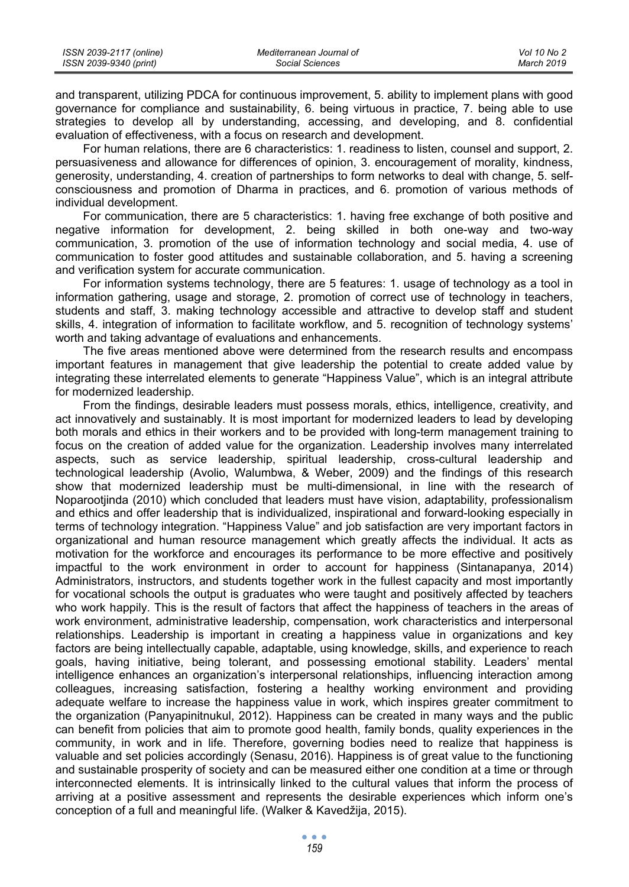and transparent, utilizing PDCA for continuous improvement, 5. ability to implement plans with good governance for compliance and sustainability, 6. being virtuous in practice, 7. being able to use strategies to develop all by understanding, accessing, and developing, and 8. confidential evaluation of effectiveness, with a focus on research and development.

For human relations, there are 6 characteristics: 1. readiness to listen, counsel and support, 2. persuasiveness and allowance for differences of opinion, 3. encouragement of morality, kindness, generosity, understanding, 4. creation of partnerships to form networks to deal with change, 5. self-consciousness and promotion of Dharma in practices, and 6. promotion of various methods of individual development.

For communication, there are 5 characteristics: 1. having free exchange of both positive and negative information for development, 2. being skilled in both one-way and two-way communication, 3. promotion of the use of information technology and social media, 4. use of communication to foster good attitudes and sustainable collaboration, and 5. having a screening and verification system for accurate communication.

For information systems technology, there are 5 features: 1. usage of technology as a tool in information gathering, usage and storage, 2. promotion of correct use of technology in teachers, students and staff, 3. making technology accessible and attractive to develop staff and student skills, 4. integration of information to facilitate workflow, and 5. recognition of technology systems' worth and taking advantage of evaluations and enhancements.

The five areas mentioned above were determined from the research results and encompass important features in management that give leadership the potential to create added value by integrating these interrelated elements to generate "Happiness Value", which is an integral attribute for modernized leadership.

From the findings, desirable leaders must possess morals, ethics, intelligence, creativity, and act innovatively and sustainably. It is most important for modernized leaders to lead by developing both morals and ethics in their workers and to be provided with long-term management training to focus on the creation of added value for the organization. Leadership involves many interrelated aspects, such as service leadership, spiritual leadership, cross-cultural leadership and technological leadership (Avolio, Walumbwa, & Weber, 2009) and the findings of this research show that modernized leadership must be multi-dimensional, in line with the research of Noparootjinda (2010) which concluded that leaders must have vision, adaptability, professionalism and ethics and offer leadership that is individualized, inspirational and forward-looking especially in terms of technology integration. "Happiness Value" and job satisfaction are very important factors in organizational and human resource management which greatly affects the individual. It acts as motivation for the workforce and encourages its performance to be more effective and positively impactful to the work environment in order to account for happiness (Sintanapanya, 2014) Administrators, instructors, and students together work in the fullest capacity and most importantly for vocational schools the output is graduates who were taught and positively affected by teachers who work happily. This is the result of factors that affect the happiness of teachers in the areas of work environment, administrative leadership, compensation, work characteristics and interpersonal relationships. Leadership is important in creating a happiness value in organizations and key factors are being intellectually capable, adaptable, using knowledge, skills, and experience to reach goals, having initiative, being tolerant, and possessing emotional stability. Leaders' mental intelligence enhances an organization's interpersonal relationships, influencing interaction among colleagues, increasing satisfaction, fostering a healthy working environment and providing adequate welfare to increase the happiness value in work, which inspires greater commitment to the organization (Panyapinitnukul, 2012). Happiness can be created in many ways and the public can benefit from policies that aim to promote good health, family bonds, quality experiences in the community, in work and in life. Therefore, governing bodies need to realize that happiness is valuable and set policies accordingly (Senasu, 2016). Happiness is of great value to the functioning and sustainable prosperity of society and can be measured either one condition at a time or through interconnected elements. It is intrinsically linked to the cultural values that inform the process of arriving at a positive assessment and represents the desirable experiences which inform one's conception of a full and meaningful life. (Walker & Kavedžija, 2015).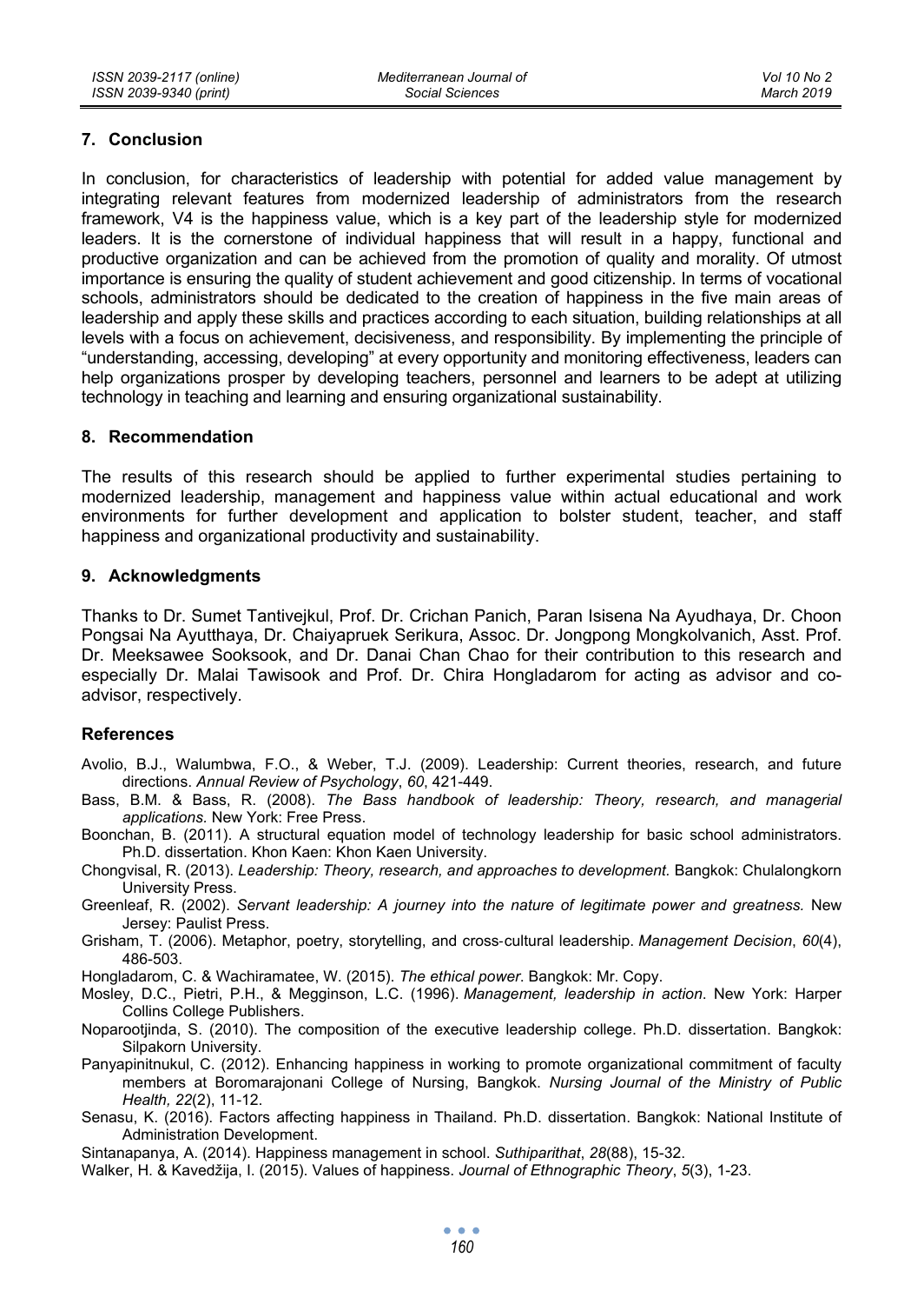## 7. Conclusion

In conclusion, for characteristics of leadership with potential for added value management by integrating relevant features from modernized leadership of administrators from the research framework, V4 is the happiness value, which is a key part of the leadership style for modernized leaders. It is the cornerstone of individual happiness that will result in a happy, functional and productive organization and can be achieved from the promotion of quality and morality. Of utmost importance is ensuring the quality of student achievement and good citizenship. In terms of vocational schools, administrators should be dedicated to the creation of happiness in the five main areas of leadership and apply these skills and practices according to each situation, building relationships at all levels with a focus on achievement, decisiveness, and responsibility. By implementing the principle of "understanding, accessing, developing" at every opportunity and monitoring effectiveness, leaders can help organizations prosper by developing teachers, personnel and learners to be adept at utilizing technology in teaching and learning and ensuring organizational sustainability.

## 8. Recommendation

The results of this research should be applied to further experimental studies pertaining to modernized leadership, management and happiness value within actual educational and work environments for further development and application to bolster student, teacher, and staff happiness and organizational productivity and sustainability.

## 9. Acknowledgments

Thanks to Dr. Sumet Tantivejkul, Prof. Dr. Crichan Panich, Paran Isisena Na Ayudhaya, Dr. Choon Pongsai Na Ayutthaya, Dr. Chaiyapruek Serikura, Assoc. Dr. Jongpong Mongkolvanich, Asst. Prof. Dr. Meeksawee Sooksook, and Dr. Danai Chan Chao for their contribution to this research and especially Dr. Malai Tawisook and Prof. Dr. Chira Hongladarom for acting as advisor and co-advisor, respectively.

### References

Avolio, B.J., Walumbwa, F.O., & Weber, T.J. (2009). Leadership: Current theories, research, and future directions. *Annual Review of Psychology*, *60*, 421-449.

Bass, B.M. & Bass, R. (2008). *The Bass handbook of leadership: Theory, research, and managerial applications.* New York: Free Press.

Boonchan, B. (2011). A structural equation model of technology leadership for basic school administrators. Ph.D. dissertation. Khon Kaen: Khon Kaen University.

Chongvisal, R. (2013). *Leadership: Theory, research, and approaches to development.* Bangkok: Chulalongkorn University Press.

Greenleaf, R. (2002). *Servant leadership: A journey into the nature of legitimate power and greatness.* New Jersey: Paulist Press.

Grisham, T. (2006). Metaphor, poetry, storytelling, and cross‐cultural leadership. *Management Decision*, *60*(4), 486-503.

Hongladarom, C. & Wachiramatee, W. (2015). *The ethical power*. Bangkok: Mr. Copy.

Mosley, D.C., Pietri, P.H., & Megginson, L.C. (1996). *Management, leadership in action.* New York: Harper Collins College Publishers.

Noparootjinda, S. (2010). The composition of the executive leadership college. Ph.D. dissertation. Bangkok: Silpakorn University.

Panyapinitnukul, C. (2012). Enhancing happiness in working to promote organizational commitment of faculty members at Boromarajonani College of Nursing, Bangkok. *Nursing Journal of the Ministry of Public Health, 22*(2), 11-12.

Senasu, K. (2016). Factors affecting happiness in Thailand. Ph.D. dissertation. Bangkok: National Institute of Administration Development.

Sintanapanya, A. (2014). Happiness management in school. *Suthiparithat*, *28*(88), 15-32.

Walker, H. & Kavedžija, I. (2015). Values of happiness. *Journal of Ethnographic Theory*, *5*(3), 1-23.